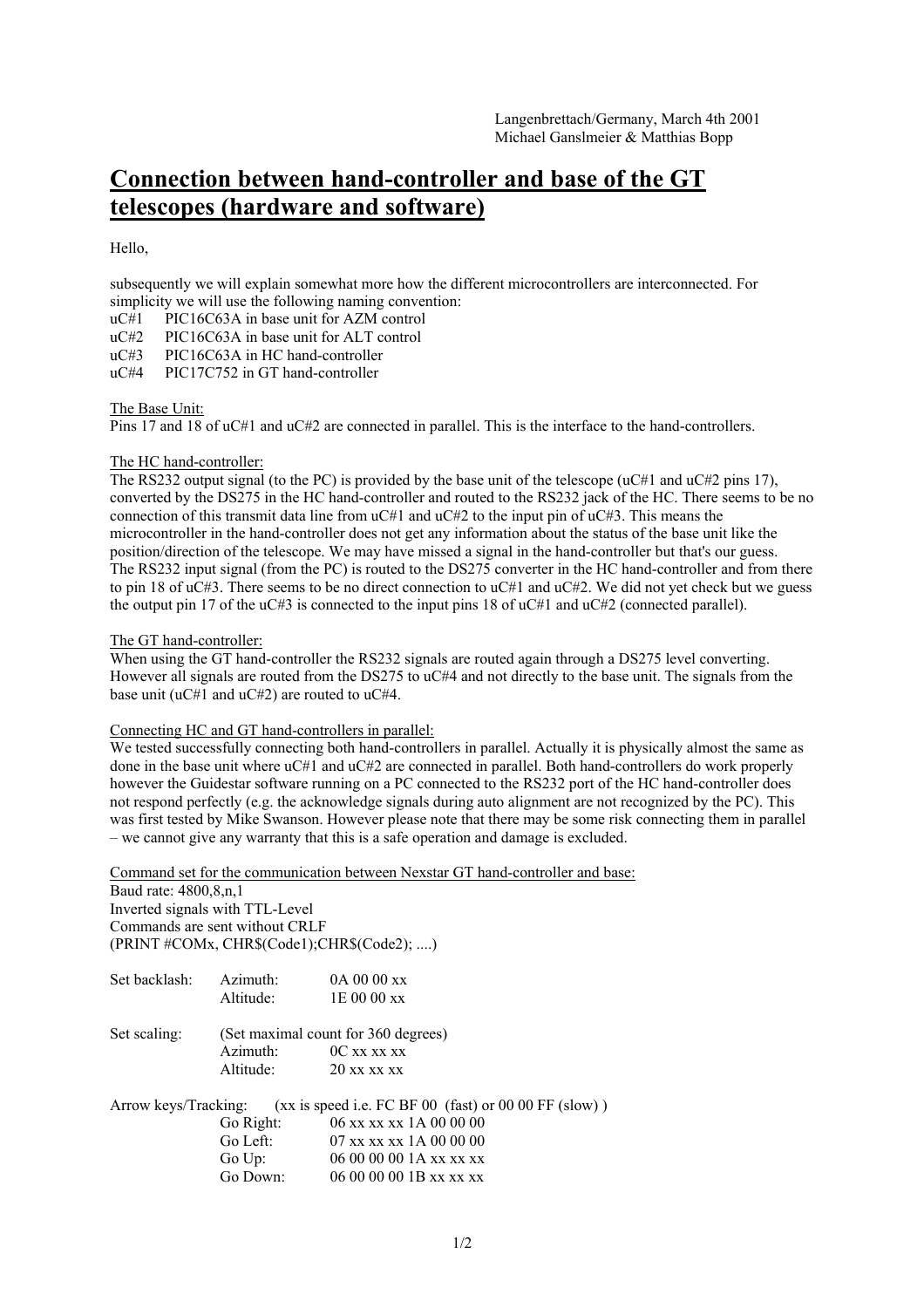Langenbrettach/Germany, March 4th 2001
Michael Ganslmeier & Matthias Bopp

# Connection between hand-controller and base of the GT telescopes (hardware and software)

Hello,

subsequently we will explain somewhat more how the different microcontrollers are interconnected. For simplicity we will use the following naming convention:

uC#1 PIC16C63A in base unit for AZM control
uC#2 PIC16C63A in base unit for ALT control
uC#3 PIC16C63A in HC hand-controller
uC#4 PIC17C752 in GT hand-controller

The Base Unit:
Pins 17 and 18 of uC#1 and uC#2 are connected in parallel. This is the interface to the hand-controllers.

The HC hand-controller:
The RS232 output signal (to the PC) is provided by the base unit of the telescope (uC#1 and uC#2 pins 17), converted by the DS275 in the HC hand-controller and routed to the RS232 jack of the HC. There seems to be no connection of this transmit data line from uC#1 and uC#2 to the input pin of uC#3. This means the microcontroller in the hand-controller does not get any information about the status of the base unit like the position/direction of the telescope. We may have missed a signal in the hand-controller but that's our guess.
The RS232 input signal (from the PC) is routed to the DS275 converter in the HC hand-controller and from there to pin 18 of uC#3. There seems to be no direct connection to uC#1 and uC#2. We did not yet check but we guess the output pin 17 of the uC#3 is connected to the input pins 18 of uC#1 and uC#2 (connected parallel).

The GT hand-controller:
When using the GT hand-controller the RS232 signals are routed again through a DS275 level converting. However all signals are routed from the DS275 to uC#4 and not directly to the base unit. The signals from the base unit (uC#1 and uC#2) are routed to uC#4.

Connecting HC and GT hand-controllers in parallel:
We tested successfully connecting both hand-controllers in parallel. Actually it is physically almost the same as done in the base unit where uC#1 and uC#2 are connected in parallel. Both hand-controllers do work properly however the Guidestar software running on a PC connected to the RS232 port of the HC hand-controller does not respond perfectly (e.g. the acknowledge signals during auto alignment are not recognized by the PC). This was first tested by Mike Swanson. However please note that there may be some risk connecting them in parallel – we cannot give any warranty that this is a safe operation and damage is excluded.

Command set for the communication between Nexstar GT hand-controller and base:
Baud rate: 4800,8,n,1
Inverted signals with TTL-Level
Commands are sent without CRLF
(PRINT #COMx, CHR$(Code1);CHR$(Code2); ....)

| | | |
|---|---|---|
| Set backlash: | Azimuth: | 0A 00 00 xx |
| | Altitude: | 1E 00 00 xx |
| Set scaling: | (Set maximal count for 360 degrees) | |
| | Azimuth: | 0C xx xx xx |
| | Altitude: | 20 xx xx xx |

Arrow keys/Tracking: (xx is speed i.e. FC BF 00 (fast) or 00 00 FF (slow) )

| | |
|---|---|
| Go Right: | 06 xx xx xx 1A 00 00 00 |
| Go Left: | 07 xx xx xx 1A 00 00 00 |
| Go Up: | 06 00 00 00 1A xx xx xx |
| Go Down: | 06 00 00 00 1B xx xx xx |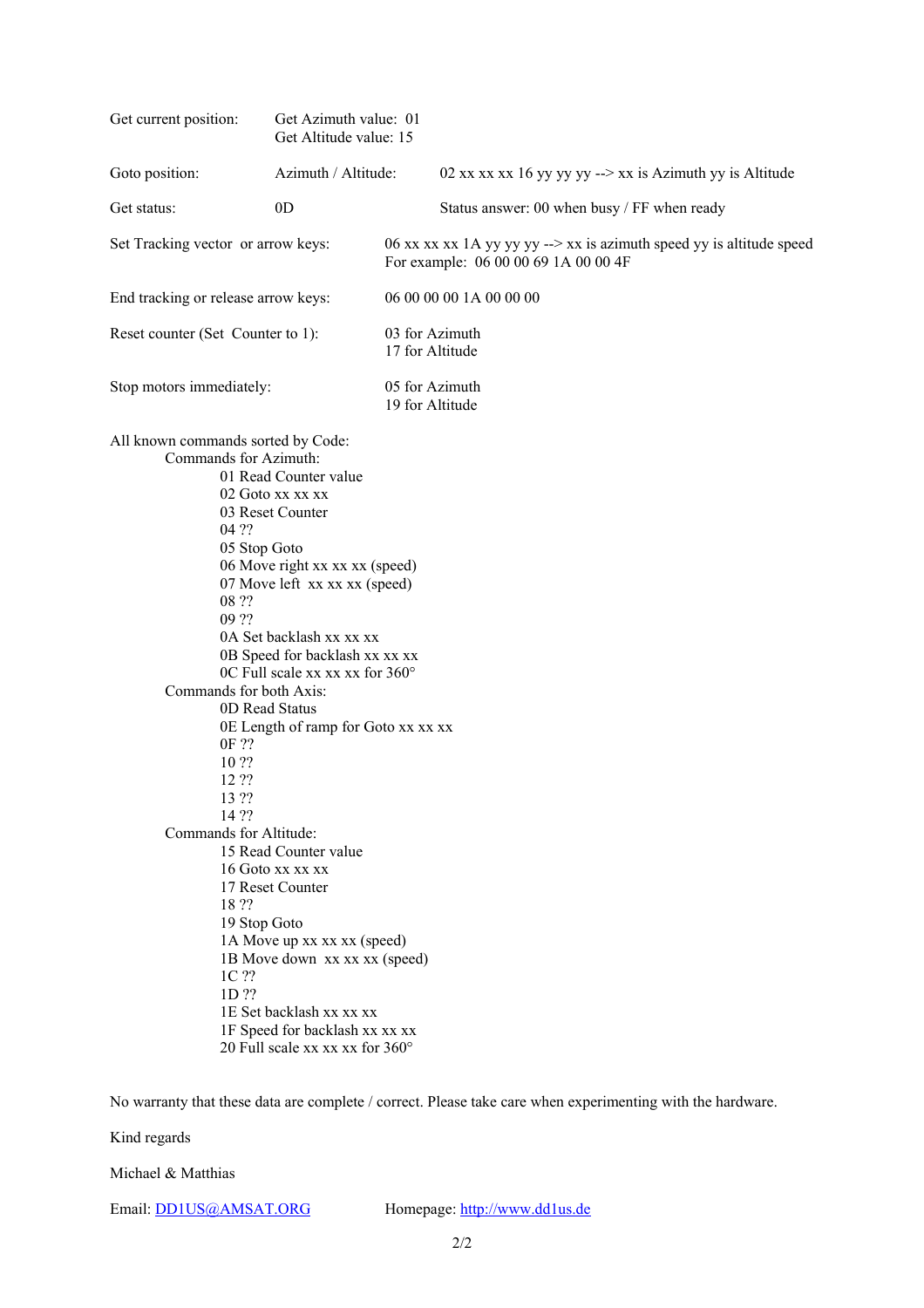| | | |
|---|---|---|
| Get current position: | Get Azimuth value: 01<br>Get Altitude value: 15 | |
| Goto position: | Azimuth / Altitude: | 02 xx xx xx 16 yy yy yy --> xx is Azimuth yy is Altitude |
| Get status: | 0D | Status answer: 00 when busy / FF when ready |

Set Tracking vector or arrow keys: 06 xx xx xx 1A yy yy yy --> xx is azimuth speed yy is altitude speed
For example: 06 00 00 69 1A 00 00 4F

End tracking or release arrow keys: 06 00 00 00 1A 00 00 00

Reset counter (Set Counter to 1): 03 for Azimuth
17 for Altitude

Stop motors immediately: 05 for Azimuth
19 for Altitude

All known commands sorted by Code:

- Commands for Azimuth:
  - 01 Read Counter value
  - 02 Goto xx xx xx
  - 03 Reset Counter
  - 04 ??
  - 05 Stop Goto
  - 06 Move right xx xx xx (speed)
  - 07 Move left xx xx xx (speed)
  - 08 ??
  - 09 ??
  - 0A Set backlash xx xx xx
  - 0B Speed for backlash xx xx xx
  - 0C Full scale xx xx xx for 360°
- Commands for both Axis:
  - 0D Read Status
  - 0E Length of ramp for Goto xx xx xx
  - 0F ??
  - 10 ??
  - 12 ??
  - 13 ??
  - 14 ??
- Commands for Altitude:
  - 15 Read Counter value
  - 16 Goto xx xx xx
  - 17 Reset Counter
  - 18 ??
  - 19 Stop Goto
  - 1A Move up xx xx xx (speed)
  - 1B Move down xx xx xx (speed)
  - 1C ??
  - 1D ??
  - 1E Set backlash xx xx xx
  - 1F Speed for backlash xx xx xx
  - 20 Full scale xx xx xx for 360°

No warranty that these data are complete / correct. Please take care when experimenting with the hardware.

Kind regards

Michael & Matthias

Email: [DD1US@AMSAT.ORG](mailto:DD1US@AMSAT.ORG) Homepage: [http://www.dd1us.de](http://www.dd1us.de)